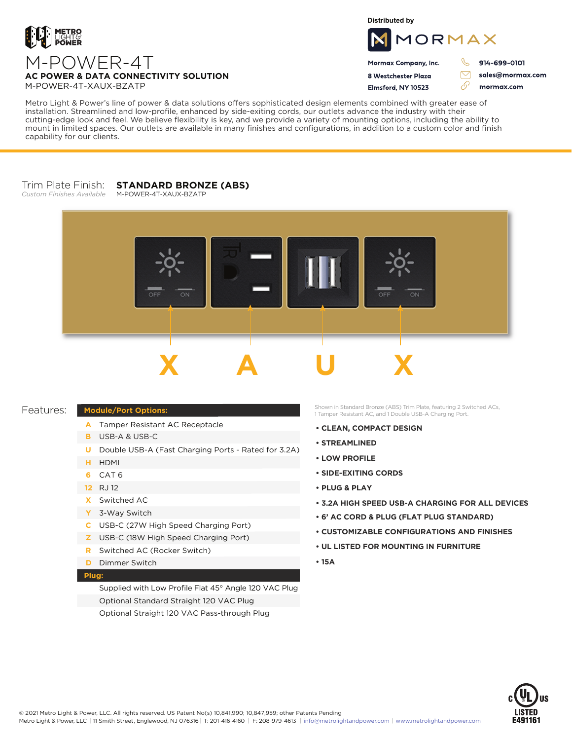METRO LIGHT & POWER

# M-POWER-4T

## AC POWER & DATA CONNECTIVITY SOLUTION

M-POWER-4T-XAUX-BZATP

Distributed by

MORMAX

Mormax Company, Inc.
8 Westchester Plaza
Elmsford, NY 10523

914-699-0101
sales@mormax.com
mormax.com

Metro Light & Power's line of power & data solutions offers sophisticated design elements combined with greater ease of installation. Streamlined and low-profile, enhanced by side-exiting cords, our outlets advance the industry with their cutting-edge look and feel. We believe flexibility is key, and we provide a variety of mounting options, including the ability to mount in limited spaces. Our outlets are available in many finishes and configurations, in addition to a custom color and finish capability for our clients.

Trim Plate Finish: **STANDARD BRONZE (ABS)**
*Custom Finishes Available* M-POWER-4T-XAUX-BZATP

X A U X

Features:

| Module/Port Options: | |
|---|---|
| A | Tamper Resistant AC Receptacle |
| B | USB-A & USB-C |
| U | Double USB-A (Fast Charging Ports - Rated for 3.2A) |
| H | HDMI |
| 6 | CAT 6 |
| 12 | RJ 12 |
| X | Switched AC |
| Y | 3-Way Switch |
| C | USB-C (27W High Speed Charging Port) |
| Z | USB-C (18W High Speed Charging Port) |
| R | Switched AC (Rocker Switch) |
| D | Dimmer Switch |
| **Plug:** | |
| | Supplied with Low Profile Flat 45° Angle 120 VAC Plug |
| | Optional Standard Straight 120 VAC Plug |
| | Optional Straight 120 VAC Pass-through Plug |

Shown in Standard Bronze (ABS) Trim Plate, featuring 2 Switched ACs, 1 Tamper Resistant AC, and 1 Double USB-A Charging Port.

- **CLEAN, COMPACT DESIGN**
- **STREAMLINED**
- **LOW PROFILE**
- **SIDE-EXITING CORDS**
- **PLUG & PLAY**
- **3.2A HIGH SPEED USB-A CHARGING FOR ALL DEVICES**
- **6' AC CORD & PLUG (FLAT PLUG STANDARD)**
- **CUSTOMIZABLE CONFIGURATIONS AND FINISHES**
- **UL LISTED FOR MOUNTING IN FURNITURE**
- **15A**

c UL us LISTED E491161

© 2021 Metro Light & Power, LLC. All rights reserved. US Patent No(s) 10,841,990; 10,847,959; other Patents Pending
Metro Light & Power, LLC | 11 Smith Street, Englewood, NJ 076316 | T: 201-416-4160 | F: 208-979-4613 | info@metrolightandpower.com | www.metrolightandpower.com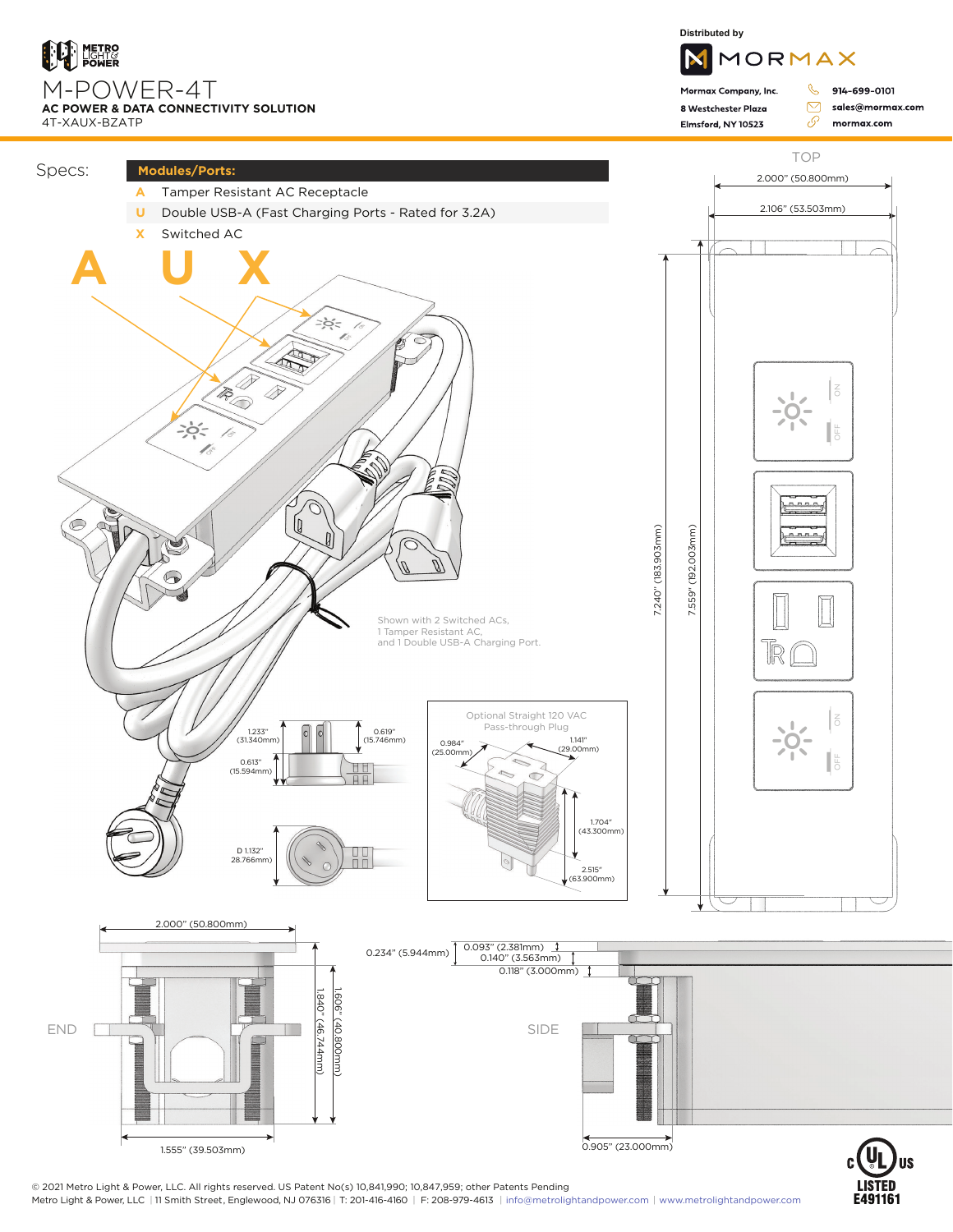# M-POWER-4T

**AC POWER & DATA CONNECTIVITY SOLUTION**

4T-XAUX-BZATP

Distributed by MORMAX

Mormax Company, Inc.
8 Westchester Plaza
Elmsford, NY 10523

914-699-0101
sales@mormax.com
mormax.com

## Specs:

| Modules/Ports: | |
|---|---|
| A | Tamper Resistant AC Receptacle |
| U | Double USB-A (Fast Charging Ports - Rated for 3.2A) |
| X | Switched AC |

A U X

Shown with 2 Switched ACs, 1 Tamper Resistant AC, and 1 Double USB-A Charging Port.

1.233" (31.340mm)

0.619" (15.746mm)

0.613" (15.594mm)

D 1.132" 28.766mm)

Optional Straight 120 VAC Pass-through Plug

0.984" (25.00mm)

1.141" (29.00mm)

1.704" (43.300mm)

2.515" (63.900mm)

TOP

2.000" (50.800mm)

2.106" (53.503mm)

7.240" (183.903mm)

7.559" (192.003mm)

END

2.000" (50.800mm)

1.840" (46.744mm)

1.606" (40.800mm)

1.555" (39.503mm)

SIDE

0.234" (5.944mm)

0.093" (2.381mm)

0.140" (3.563mm)

0.118" (3.000mm)

0.905" (23.000mm)

c UL us LISTED E491161

© 2021 Metro Light & Power, LLC. All rights reserved. US Patent No(s) 10,841,990; 10,847,959; other Patents Pending

Metro Light & Power, LLC | 11 Smith Street, Englewood, NJ 076316 | T: 201-416-4160 | F: 208-979-4613 | info@metrolightandpower.com | www.metrolightandpower.com